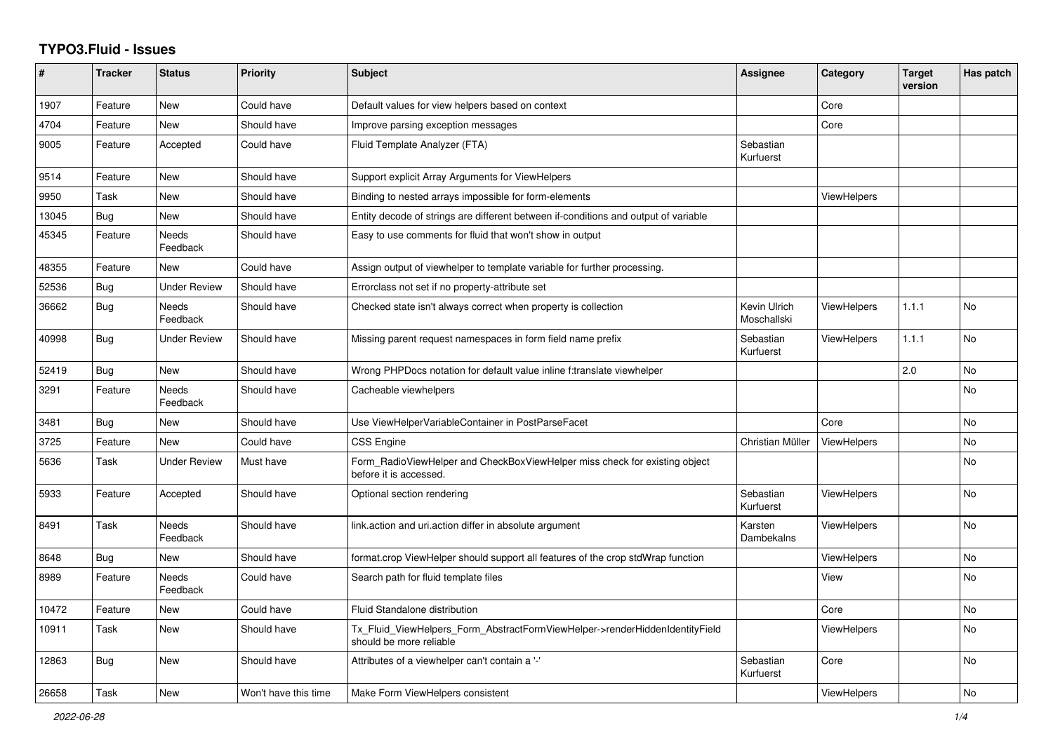# TYPO3.Fluid - Issues

| # | Tracker | Status | Priority | Subject | Assignee | Category | Target version | Has patch |
|---|---|---|---|---|---|---|---|---|
| 1907 | Feature | New | Could have | Default values for view helpers based on context | | Core | | |
| 4704 | Feature | New | Should have | Improve parsing exception messages | | Core | | |
| 9005 | Feature | Accepted | Could have | Fluid Template Analyzer (FTA) | Sebastian Kurfuerst | | | |
| 9514 | Feature | New | Should have | Support explicit Array Arguments for ViewHelpers | | | | |
| 9950 | Task | New | Should have | Binding to nested arrays impossible for form-elements | | ViewHelpers | | |
| 13045 | Bug | New | Should have | Entity decode of strings are different between if-conditions and output of variable | | | | |
| 45345 | Feature | Needs Feedback | Should have | Easy to use comments for fluid that won't show in output | | | | |
| 48355 | Feature | New | Could have | Assign output of viewhelper to template variable for further processing. | | | | |
| 52536 | Bug | Under Review | Should have | Errorclass not set if no property-attribute set | | | | |
| 36662 | Bug | Needs Feedback | Should have | Checked state isn't always correct when property is collection | Kevin Ulrich Moschallski | ViewHelpers | 1.1.1 | No |
| 40998 | Bug | Under Review | Should have | Missing parent request namespaces in form field name prefix | Sebastian Kurfuerst | ViewHelpers | 1.1.1 | No |
| 52419 | Bug | New | Should have | Wrong PHPDocs notation for default value inline f:translate viewhelper | | | 2.0 | No |
| 3291 | Feature | Needs Feedback | Should have | Cacheable viewhelpers | | | | No |
| 3481 | Bug | New | Should have | Use ViewHelperVariableContainer in PostParseFacet | | Core | | No |
| 3725 | Feature | New | Could have | CSS Engine | Christian Müller | ViewHelpers | | No |
| 5636 | Task | Under Review | Must have | Form_RadioViewHelper and CheckBoxViewHelper miss check for existing object before it is accessed. | | | | No |
| 5933 | Feature | Accepted | Should have | Optional section rendering | Sebastian Kurfuerst | ViewHelpers | | No |
| 8491 | Task | Needs Feedback | Should have | link.action and uri.action differ in absolute argument | Karsten Dambekalns | ViewHelpers | | No |
| 8648 | Bug | New | Should have | format.crop ViewHelper should support all features of the crop stdWrap function | | ViewHelpers | | No |
| 8989 | Feature | Needs Feedback | Could have | Search path for fluid template files | | View | | No |
| 10472 | Feature | New | Could have | Fluid Standalone distribution | | Core | | No |
| 10911 | Task | New | Should have | Tx_Fluid_ViewHelpers_Form_AbstractFormViewHelper->renderHiddenIdentityField should be more reliable | | ViewHelpers | | No |
| 12863 | Bug | New | Should have | Attributes of a viewhelper can't contain a '-' | Sebastian Kurfuerst | Core | | No |
| 26658 | Task | New | Won't have this time | Make Form ViewHelpers consistent | | ViewHelpers | | No |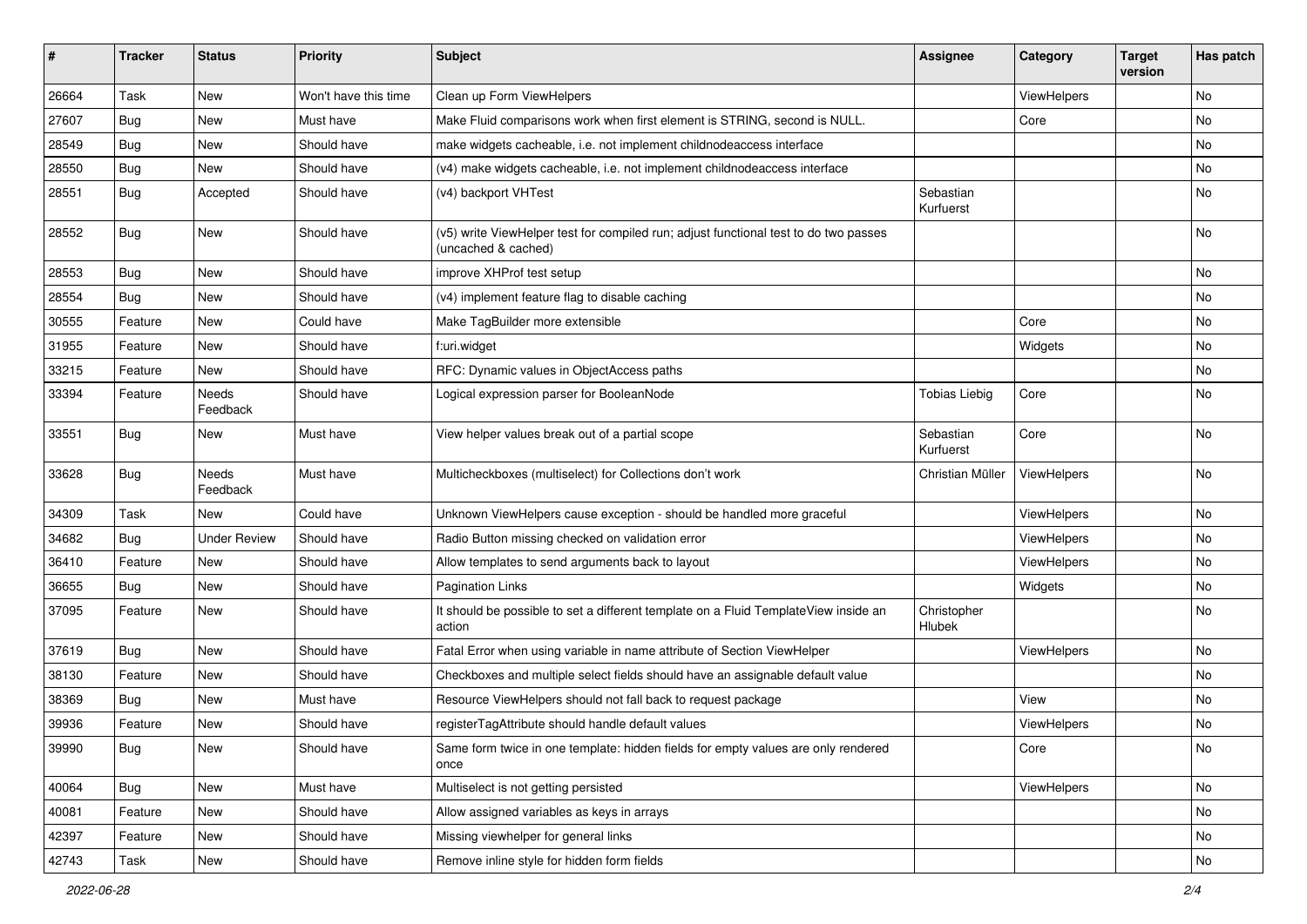| # | Tracker | Status | Priority | Subject | Assignee | Category | Target version | Has patch |
|---|---|---|---|---|---|---|---|---|
| 26664 | Task | New | Won't have this time | Clean up Form ViewHelpers | | ViewHelpers | | No |
| 27607 | Bug | New | Must have | Make Fluid comparisons work when first element is STRING, second is NULL. | | Core | | No |
| 28549 | Bug | New | Should have | make widgets cacheable, i.e. not implement childnodeaccess interface | | | | No |
| 28550 | Bug | New | Should have | (v4) make widgets cacheable, i.e. not implement childnodeaccess interface | | | | No |
| 28551 | Bug | Accepted | Should have | (v4) backport VHTest | Sebastian Kurfuerst | | | No |
| 28552 | Bug | New | Should have | (v5) write ViewHelper test for compiled run; adjust functional test to do two passes (uncached & cached) | | | | No |
| 28553 | Bug | New | Should have | improve XHProf test setup | | | | No |
| 28554 | Bug | New | Should have | (v4) implement feature flag to disable caching | | | | No |
| 30555 | Feature | New | Could have | Make TagBuilder more extensible | | Core | | No |
| 31955 | Feature | New | Should have | f:uri.widget | | Widgets | | No |
| 33215 | Feature | New | Should have | RFC: Dynamic values in ObjectAccess paths | | | | No |
| 33394 | Feature | Needs Feedback | Should have | Logical expression parser for BooleanNode | Tobias Liebig | Core | | No |
| 33551 | Bug | New | Must have | View helper values break out of a partial scope | Sebastian Kurfuerst | Core | | No |
| 33628 | Bug | Needs Feedback | Must have | Multicheckboxes (multiselect) for Collections don't work | Christian Müller | ViewHelpers | | No |
| 34309 | Task | New | Could have | Unknown ViewHelpers cause exception - should be handled more graceful | | ViewHelpers | | No |
| 34682 | Bug | Under Review | Should have | Radio Button missing checked on validation error | | ViewHelpers | | No |
| 36410 | Feature | New | Should have | Allow templates to send arguments back to layout | | ViewHelpers | | No |
| 36655 | Bug | New | Should have | Pagination Links | | Widgets | | No |
| 37095 | Feature | New | Should have | It should be possible to set a different template on a Fluid TemplateView inside an action | Christopher Hlubek | | | No |
| 37619 | Bug | New | Should have | Fatal Error when using variable in name attribute of Section ViewHelper | | ViewHelpers | | No |
| 38130 | Feature | New | Should have | Checkboxes and multiple select fields should have an assignable default value | | | | No |
| 38369 | Bug | New | Must have | Resource ViewHelpers should not fall back to request package | | View | | No |
| 39936 | Feature | New | Should have | registerTagAttribute should handle default values | | ViewHelpers | | No |
| 39990 | Bug | New | Should have | Same form twice in one template: hidden fields for empty values are only rendered once | | Core | | No |
| 40064 | Bug | New | Must have | Multiselect is not getting persisted | | ViewHelpers | | No |
| 40081 | Feature | New | Should have | Allow assigned variables as keys in arrays | | | | No |
| 42397 | Feature | New | Should have | Missing viewhelper for general links | | | | No |
| 42743 | Task | New | Should have | Remove inline style for hidden form fields | | | | No |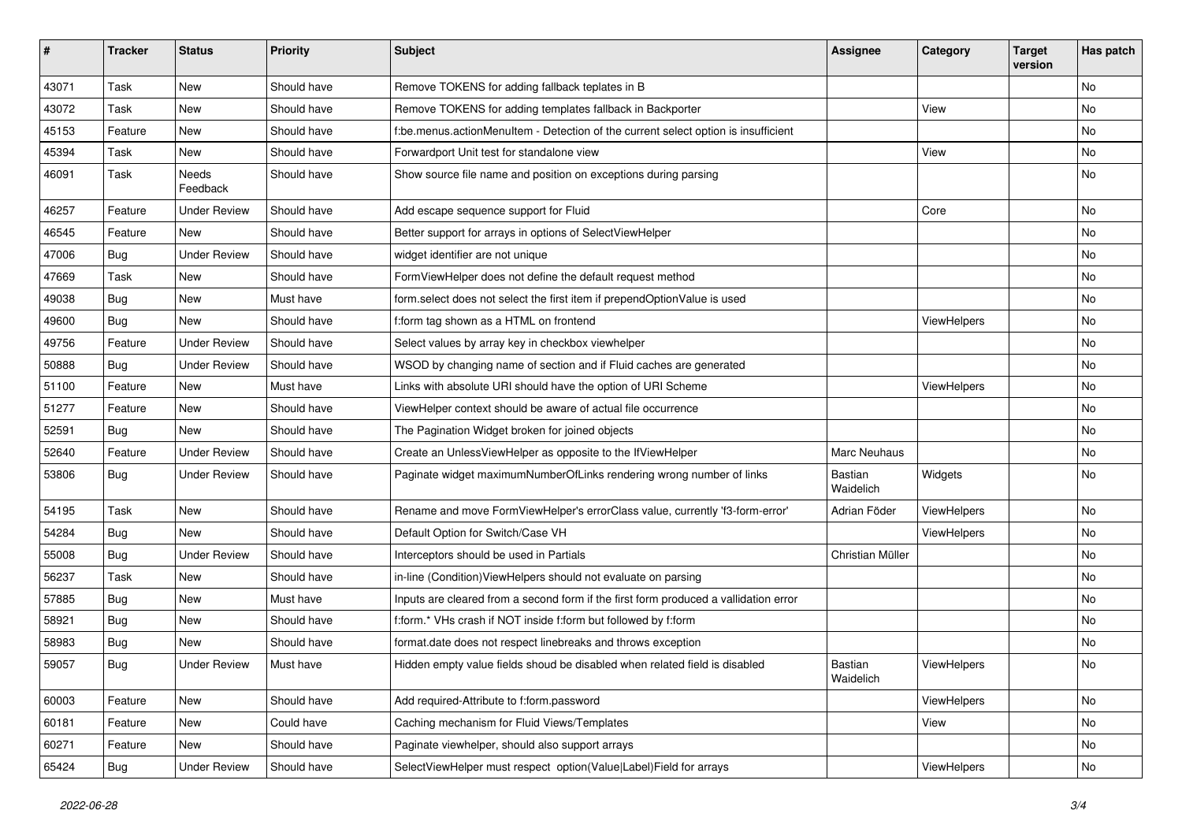| # | Tracker | Status | Priority | Subject | Assignee | Category | Target version | Has patch |
|---|---|---|---|---|---|---|---|---|
| 43071 | Task | New | Should have | Remove TOKENS for adding fallback teplates in B | | | | No |
| 43072 | Task | New | Should have | Remove TOKENS for adding templates fallback in Backporter | | View | | No |
| 45153 | Feature | New | Should have | f:be.menus.actionMenuItem - Detection of the current select option is insufficient | | | | No |
| 45394 | Task | New | Should have | Forwardport Unit test for standalone view | | View | | No |
| 46091 | Task | Needs Feedback | Should have | Show source file name and position on exceptions during parsing | | | | No |
| 46257 | Feature | Under Review | Should have | Add escape sequence support for Fluid | | Core | | No |
| 46545 | Feature | New | Should have | Better support for arrays in options of SelectViewHelper | | | | No |
| 47006 | Bug | Under Review | Should have | widget identifier are not unique | | | | No |
| 47669 | Task | New | Should have | FormViewHelper does not define the default request method | | | | No |
| 49038 | Bug | New | Must have | form.select does not select the first item if prependOptionValue is used | | | | No |
| 49600 | Bug | New | Should have | f:form tag shown as a HTML on frontend | | ViewHelpers | | No |
| 49756 | Feature | Under Review | Should have | Select values by array key in checkbox viewhelper | | | | No |
| 50888 | Bug | Under Review | Should have | WSOD by changing name of section and if Fluid caches are generated | | | | No |
| 51100 | Feature | New | Must have | Links with absolute URI should have the option of URI Scheme | | ViewHelpers | | No |
| 51277 | Feature | New | Should have | ViewHelper context should be aware of actual file occurrence | | | | No |
| 52591 | Bug | New | Should have | The Pagination Widget broken for joined objects | | | | No |
| 52640 | Feature | Under Review | Should have | Create an UnlessViewHelper as opposite to the IfViewHelper | Marc Neuhaus | | | No |
| 53806 | Bug | Under Review | Should have | Paginate widget maximumNumberOfLinks rendering wrong number of links | Bastian Waidelich | Widgets | | No |
| 54195 | Task | New | Should have | Rename and move FormViewHelper's errorClass value, currently 'f3-form-error' | Adrian Föder | ViewHelpers | | No |
| 54284 | Bug | New | Should have | Default Option for Switch/Case VH | | ViewHelpers | | No |
| 55008 | Bug | Under Review | Should have | Interceptors should be used in Partials | Christian Müller | | | No |
| 56237 | Task | New | Should have | in-line (Condition)ViewHelpers should not evaluate on parsing | | | | No |
| 57885 | Bug | New | Must have | Inputs are cleared from a second form if the first form produced a vallidation error | | | | No |
| 58921 | Bug | New | Should have | f:form.* VHs crash if NOT inside f:form but followed by f:form | | | | No |
| 58983 | Bug | New | Should have | format.date does not respect linebreaks and throws exception | | | | No |
| 59057 | Bug | Under Review | Must have | Hidden empty value fields shoud be disabled when related field is disabled | Bastian Waidelich | ViewHelpers | | No |
| 60003 | Feature | New | Should have | Add required-Attribute to f:form.password | | ViewHelpers | | No |
| 60181 | Feature | New | Could have | Caching mechanism for Fluid Views/Templates | | View | | No |
| 60271 | Feature | New | Should have | Paginate viewhelper, should also support arrays | | | | No |
| 65424 | Bug | Under Review | Should have | SelectViewHelper must respect option(Value\|Label)Field for arrays | | ViewHelpers | | No |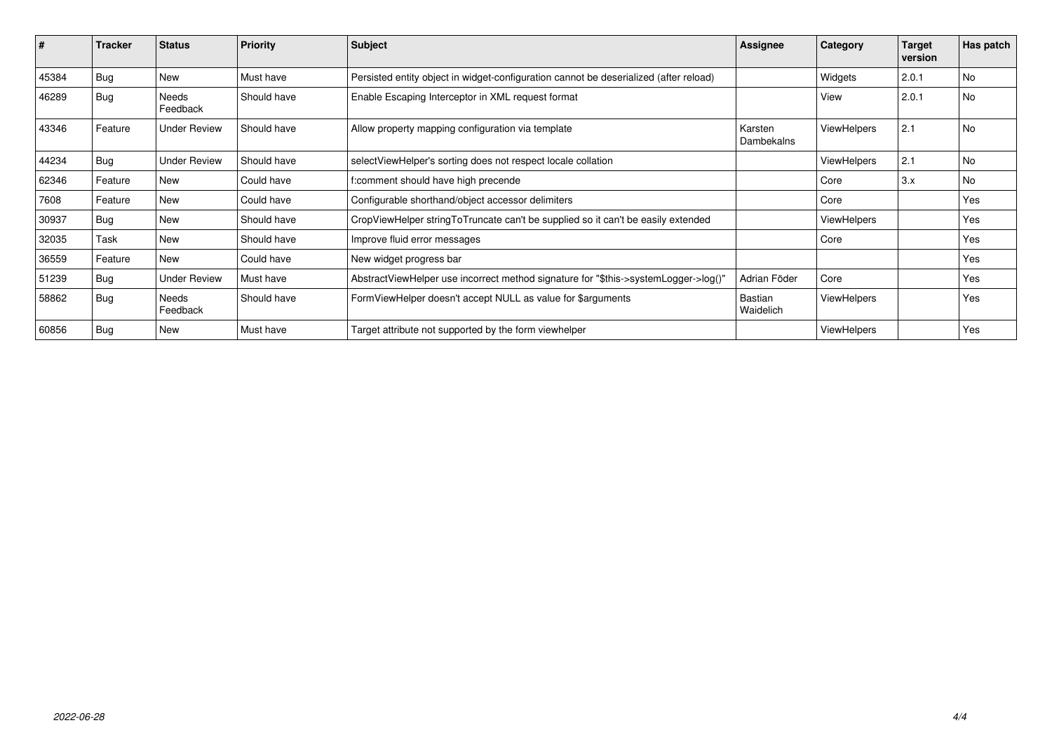| # | Tracker | Status | Priority | Subject | Assignee | Category | Target version | Has patch |
|---|---|---|---|---|---|---|---|---|
| 45384 | Bug | New | Must have | Persisted entity object in widget-configuration cannot be deserialized (after reload) | | Widgets | 2.0.1 | No |
| 46289 | Bug | Needs Feedback | Should have | Enable Escaping Interceptor in XML request format | | View | 2.0.1 | No |
| 43346 | Feature | Under Review | Should have | Allow property mapping configuration via template | Karsten Dambekalns | ViewHelpers | 2.1 | No |
| 44234 | Bug | Under Review | Should have | selectViewHelper's sorting does not respect locale collation | | ViewHelpers | 2.1 | No |
| 62346 | Feature | New | Could have | f:comment should have high precende | | Core | 3.x | No |
| 7608 | Feature | New | Could have | Configurable shorthand/object accessor delimiters | | Core | | Yes |
| 30937 | Bug | New | Should have | CropViewHelper stringToTruncate can't be supplied so it can't be easily extended | | ViewHelpers | | Yes |
| 32035 | Task | New | Should have | Improve fluid error messages | | Core | | Yes |
| 36559 | Feature | New | Could have | New widget progress bar | | | | Yes |
| 51239 | Bug | Under Review | Must have | AbstractViewHelper use incorrect method signature for "$this->systemLogger->log()" | Adrian Föder | Core | | Yes |
| 58862 | Bug | Needs Feedback | Should have | FormViewHelper doesn't accept NULL as value for $arguments | Bastian Waidelich | ViewHelpers | | Yes |
| 60856 | Bug | New | Must have | Target attribute not supported by the form viewhelper | | ViewHelpers | | Yes |